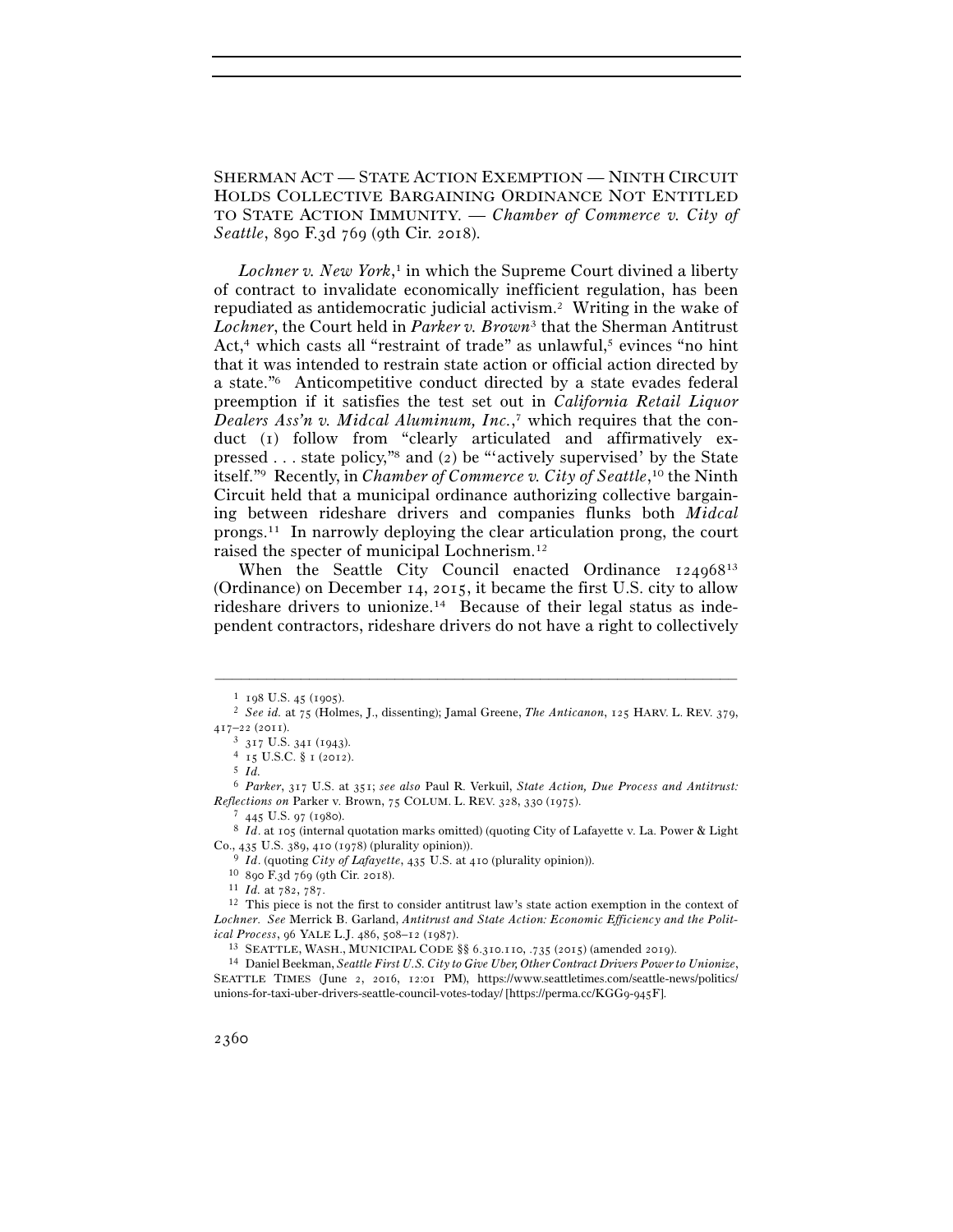SHERMAN ACT — STATE ACTION EXEMPTION — NINTH CIRCUIT HOLDS COLLECTIVE BARGAINING ORDINANCE NOT ENTITLED TO STATE ACTION IMMUNITY. — *Chamber of Commerce v. City of Seattle*, 890 F.3d 769 (9th Cir. 2018).

*Lochner v. New York*,[1] in which the Supreme Court divined a liberty of contract to invalidate economically inefficient regulation, has been repudiated as antidemocratic judicial activism.[2] Writing in the wake of *Lochner*, the Court held in *Parker v. Brown*[3] that the Sherman Antitrust Act,[4] which casts all "restraint of trade" as unlawful,[5] evinces "no hint that it was intended to restrain state action or official action directed by a state."[6] Anticompetitive conduct directed by a state evades federal preemption if it satisfies the test set out in *California Retail Liquor Dealers Ass'n v. Midcal Aluminum, Inc.*,[7] which requires that the conduct (1) follow from "clearly articulated and affirmatively expressed . . . state policy,"[8] and (2) be "'actively supervised' by the State itself."[9] Recently, in *Chamber of Commerce v. City of Seattle*,[10] the Ninth Circuit held that a municipal ordinance authorizing collective bargaining between rideshare drivers and companies flunks both *Midcal* prongs.[11] In narrowly deploying the clear articulation prong, the court raised the specter of municipal Lochnerism.[12]

When the Seattle City Council enacted Ordinance 124968[13] (Ordinance) on December 14, 2015, it became the first U.S. city to allow rideshare drivers to unionize.[14] Because of their legal status as independent contractors, rideshare drivers do not have a right to collectively

---

[1] 198 U.S. 45 (1905).

[2] *See id.* at 75 (Holmes, J., dissenting); Jamal Greene, *The Anticanon*, 125 HARV. L. REV. 379, 417–22 (2011).

[3] 317 U.S. 341 (1943).

[4] 15 U.S.C. § 1 (2012).

[5] *Id.*

[6] *Parker*, 317 U.S. at 351; *see also* Paul R. Verkuil, *State Action, Due Process and Antitrust: Reflections on* Parker v. Brown, 75 COLUM. L. REV. 328, 330 (1975).

[7] 445 U.S. 97 (1980).

[8] *Id.* at 105 (internal quotation marks omitted) (quoting City of Lafayette v. La. Power & Light Co., 435 U.S. 389, 410 (1978) (plurality opinion)).

[9] *Id.* (quoting *City of Lafayette*, 435 U.S. at 410 (plurality opinion)).

[10] 890 F.3d 769 (9th Cir. 2018).

[11] *Id.* at 782, 787.

[12] This piece is not the first to consider antitrust law's state action exemption in the context of *Lochner*. *See* Merrick B. Garland, *Antitrust and State Action: Economic Efficiency and the Political Process*, 96 YALE L.J. 486, 508–12 (1987).

[13] SEATTLE, WASH., MUNICIPAL CODE §§ 6.310.110, .735 (2015) (amended 2019).

[14] Daniel Beekman, *Seattle First U.S. City to Give Uber, Other Contract Drivers Power to Unionize*, SEATTLE TIMES (June 2, 2016, 12:01 PM), https://www.seattletimes.com/seattle-news/politics/unions-for-taxi-uber-drivers-seattle-council-votes-today/ [https://perma.cc/KGG9-945F].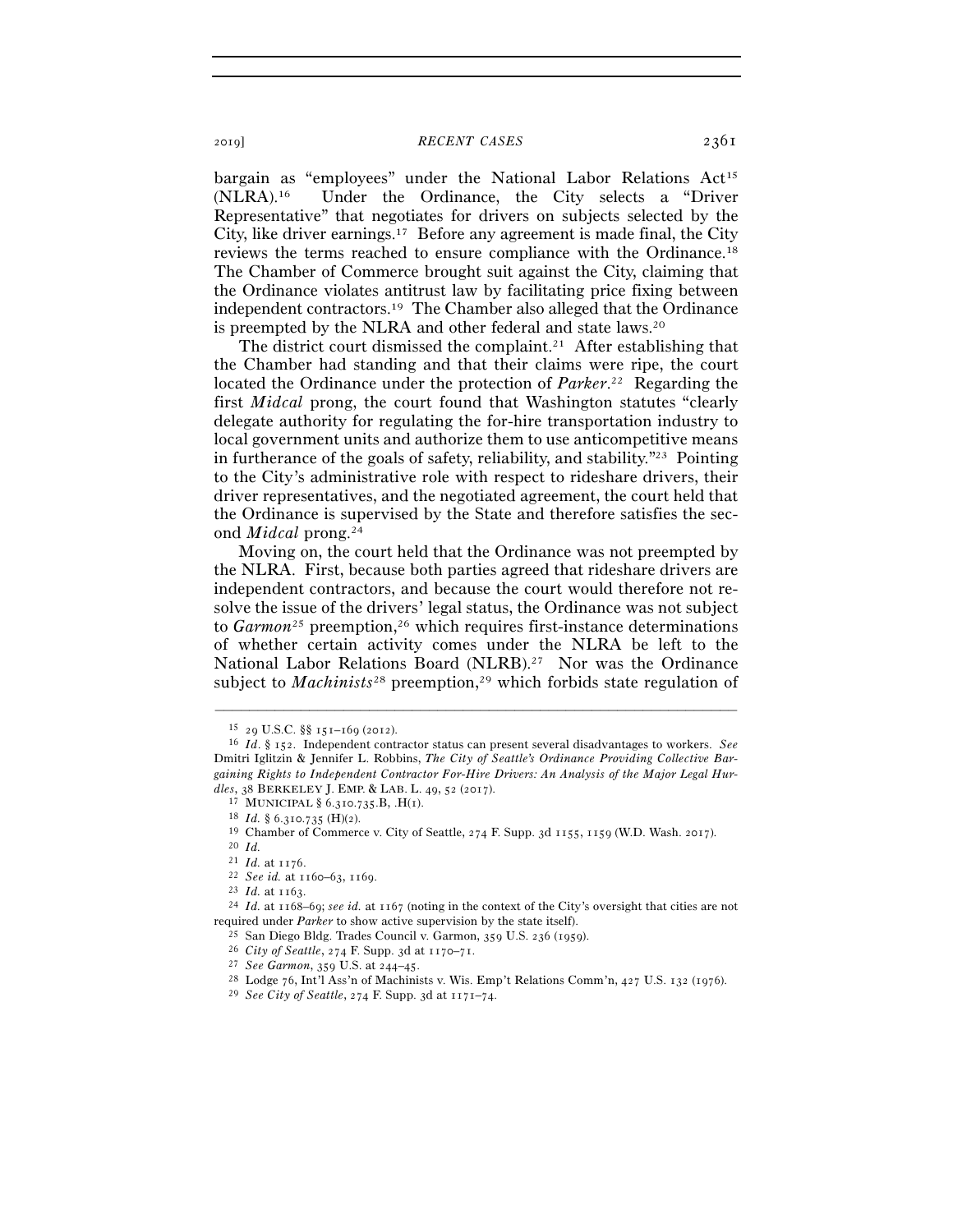bargain as "employees" under the National Labor Relations Act[15] (NLRA).[16] Under the Ordinance, the City selects a "Driver Representative" that negotiates for drivers on subjects selected by the City, like driver earnings.[17] Before any agreement is made final, the City reviews the terms reached to ensure compliance with the Ordinance.[18] The Chamber of Commerce brought suit against the City, claiming that the Ordinance violates antitrust law by facilitating price fixing between independent contractors.[19] The Chamber also alleged that the Ordinance is preempted by the NLRA and other federal and state laws.[20]

The district court dismissed the complaint.[21] After establishing that the Chamber had standing and that their claims were ripe, the court located the Ordinance under the protection of *Parker*.[22] Regarding the first *Midcal* prong, the court found that Washington statutes "clearly delegate authority for regulating the for-hire transportation industry to local government units and authorize them to use anticompetitive means in furtherance of the goals of safety, reliability, and stability."[23] Pointing to the City's administrative role with respect to rideshare drivers, their driver representatives, and the negotiated agreement, the court held that the Ordinance is supervised by the State and therefore satisfies the second *Midcal* prong.[24]

Moving on, the court held that the Ordinance was not preempted by the NLRA. First, because both parties agreed that rideshare drivers are independent contractors, and because the court would therefore not resolve the issue of the drivers' legal status, the Ordinance was not subject to *Garmon*[25] preemption,[26] which requires first-instance determinations of whether certain activity comes under the NLRA be left to the National Labor Relations Board (NLRB).[27] Nor was the Ordinance subject to *Machinists*[28] preemption,[29] which forbids state regulation of

---

[15] 29 U.S.C. §§ 151–169 (2012).

[16] *Id*. § 152. Independent contractor status can present several disadvantages to workers. *See* Dmitri Iglitzin & Jennifer L. Robbins, *The City of Seattle's Ordinance Providing Collective Bargaining Rights to Independent Contractor For-Hire Drivers: An Analysis of the Major Legal Hurdles*, 38 BERKELEY J. EMP. & LAB. L. 49, 52 (2017).

[17] MUNICIPAL § 6.310.735.B, .H(1).

[18] *Id.* § 6.310.735 (H)(2).

[19] Chamber of Commerce v. City of Seattle, 274 F. Supp. 3d 1155, 1159 (W.D. Wash. 2017).

[20] *Id.*

[21] *Id.* at 1176.

[22] *See id.* at 1160–63, 1169.

[23] *Id.* at 1163.

[24] *Id.* at 1168–69; *see id.* at 1167 (noting in the context of the City's oversight that cities are not required under *Parker* to show active supervision by the state itself).

[25] San Diego Bldg. Trades Council v. Garmon, 359 U.S. 236 (1959).

[26] *City of Seattle*, 274 F. Supp. 3d at 1170–71.

[27] *See Garmon*, 359 U.S. at 244–45.

[28] Lodge 76, Int'l Ass'n of Machinists v. Wis. Emp't Relations Comm'n, 427 U.S. 132 (1976).

[29] *See City of Seattle*, 274 F. Supp. 3d at 1171–74.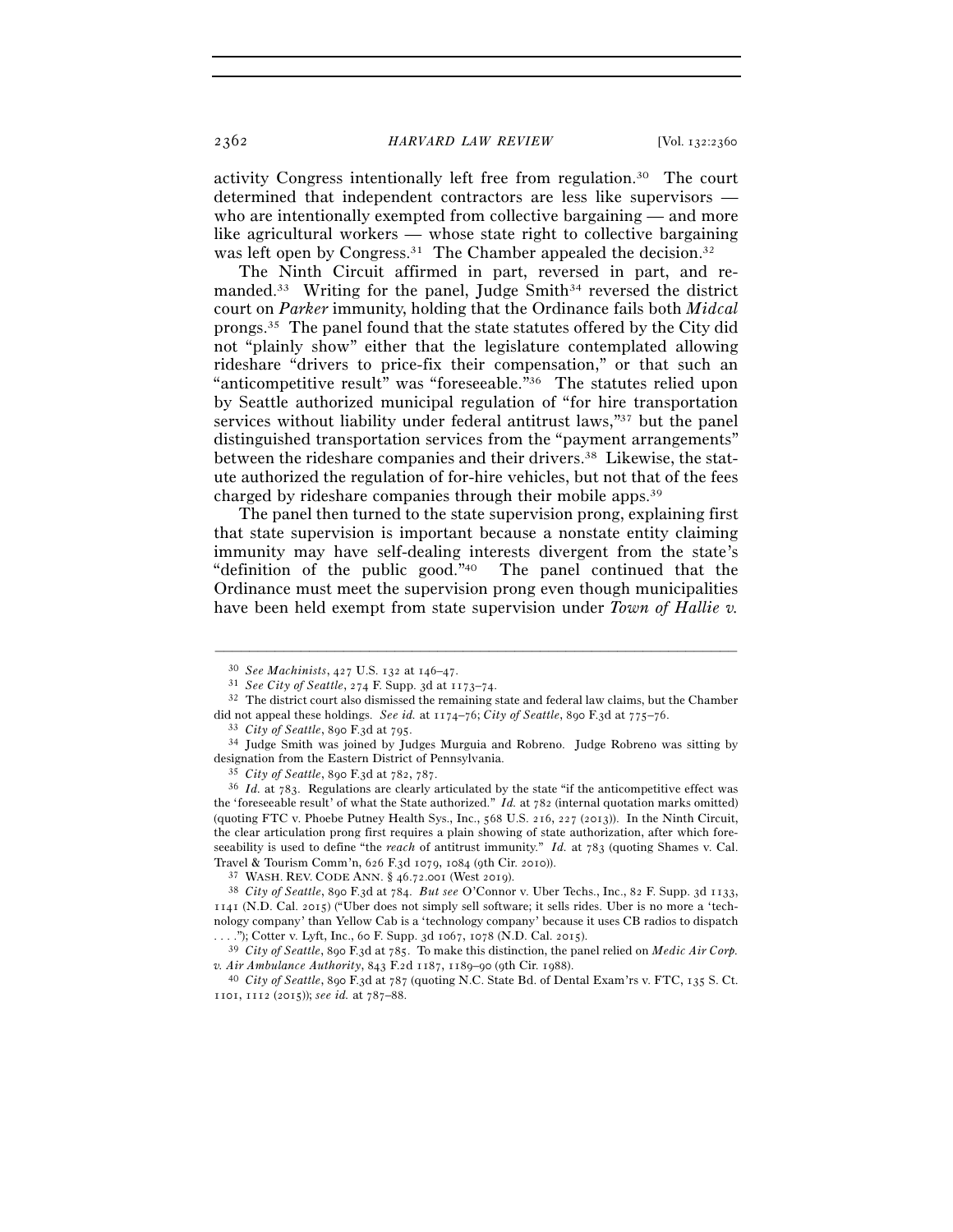activity Congress intentionally left free from regulation.[30] The court determined that independent contractors are less like supervisors — who are intentionally exempted from collective bargaining — and more like agricultural workers — whose state right to collective bargaining was left open by Congress.[31] The Chamber appealed the decision.[32]

The Ninth Circuit affirmed in part, reversed in part, and remanded.[33] Writing for the panel, Judge Smith[34] reversed the district court on *Parker* immunity, holding that the Ordinance fails both *Midcal* prongs.[35] The panel found that the state statutes offered by the City did not "plainly show" either that the legislature contemplated allowing rideshare "drivers to price-fix their compensation," or that such an "anticompetitive result" was "foreseeable."[36] The statutes relied upon by Seattle authorized municipal regulation of "for hire transportation services without liability under federal antitrust laws,"[37] but the panel distinguished transportation services from the "payment arrangements" between the rideshare companies and their drivers.[38] Likewise, the statute authorized the regulation of for-hire vehicles, but not that of the fees charged by rideshare companies through their mobile apps.[39]

The panel then turned to the state supervision prong, explaining first that state supervision is important because a nonstate entity claiming immunity may have self-dealing interests divergent from the state's "definition of the public good."[40] The panel continued that the Ordinance must meet the supervision prong even though municipalities have been held exempt from state supervision under *Town of Hallie v.*

---

[30] *See Machinists*, 427 U.S. 132 at 146–47.

[31] *See City of Seattle*, 274 F. Supp. 3d at 1173–74.

[32] The district court also dismissed the remaining state and federal law claims, but the Chamber did not appeal these holdings. *See id.* at 1174–76; *City of Seattle*, 890 F.3d at 775–76.

[33] *City of Seattle*, 890 F.3d at 795.

[34] Judge Smith was joined by Judges Murguia and Robreno. Judge Robreno was sitting by designation from the Eastern District of Pennsylvania.

[35] *City of Seattle*, 890 F.3d at 782, 787.

[36] *Id.* at 783. Regulations are clearly articulated by the state "if the anticompetitive effect was the 'foreseeable result' of what the State authorized." *Id.* at 782 (internal quotation marks omitted) (quoting FTC v. Phoebe Putney Health Sys., Inc., 568 U.S. 216, 227 (2013)). In the Ninth Circuit, the clear articulation prong first requires a plain showing of state authorization, after which foreseeability is used to define "the *reach* of antitrust immunity." *Id.* at 783 (quoting Shames v. Cal. Travel & Tourism Comm'n, 626 F.3d 1079, 1084 (9th Cir. 2010)).

[37] WASH. REV. CODE ANN. § 46.72.001 (West 2019).

[38] *City of Seattle*, 890 F.3d at 784. *But see* O'Connor v. Uber Techs., Inc., 82 F. Supp. 3d 1133, 1141 (N.D. Cal. 2015) ("Uber does not simply sell software; it sells rides. Uber is no more a 'technology company' than Yellow Cab is a 'technology company' because it uses CB radios to dispatch . . . ."); Cotter v. Lyft, Inc., 60 F. Supp. 3d 1067, 1078 (N.D. Cal. 2015).

[39] *City of Seattle*, 890 F.3d at 785. To make this distinction, the panel relied on *Medic Air Corp. v. Air Ambulance Authority*, 843 F.2d 1187, 1189–90 (9th Cir. 1988).

[40] *City of Seattle*, 890 F.3d at 787 (quoting N.C. State Bd. of Dental Exam'rs v. FTC, 135 S. Ct. 1101, 1112 (2015)); *see id.* at 787–88.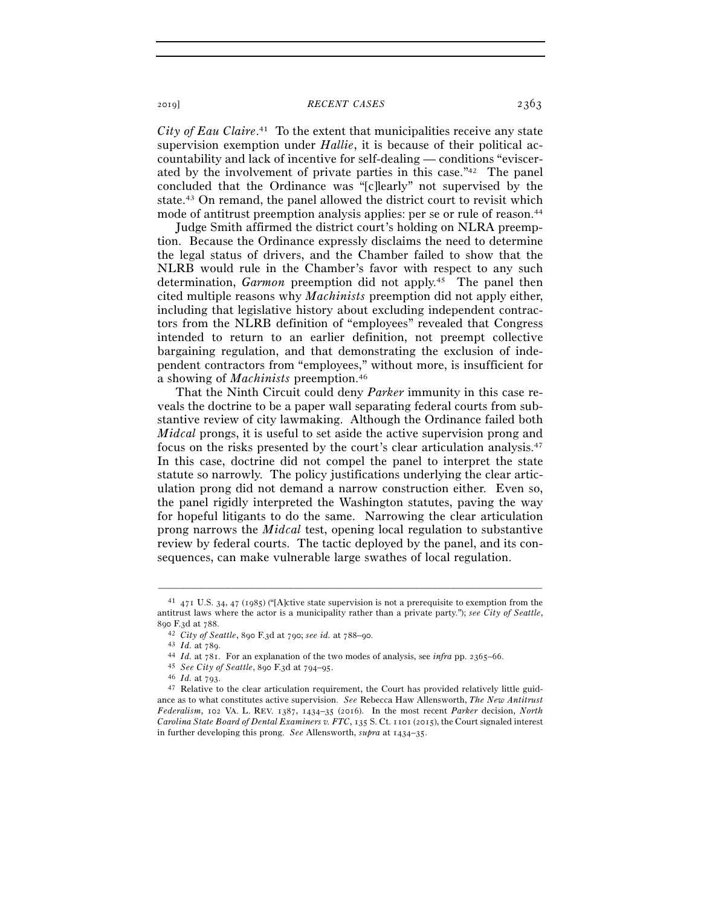*City of Eau Claire*.[41] To the extent that municipalities receive any state supervision exemption under *Hallie*, it is because of their political accountability and lack of incentive for self-dealing — conditions "eviscerated by the involvement of private parties in this case."[42] The panel concluded that the Ordinance was "[c]learly" not supervised by the state.[43] On remand, the panel allowed the district court to revisit which mode of antitrust preemption analysis applies: per se or rule of reason.[44]

Judge Smith affirmed the district court's holding on NLRA preemption. Because the Ordinance expressly disclaims the need to determine the legal status of drivers, and the Chamber failed to show that the NLRB would rule in the Chamber's favor with respect to any such determination, *Garmon* preemption did not apply.[45] The panel then cited multiple reasons why *Machinists* preemption did not apply either, including that legislative history about excluding independent contractors from the NLRB definition of "employees" revealed that Congress intended to return to an earlier definition, not preempt collective bargaining regulation, and that demonstrating the exclusion of independent contractors from "employees," without more, is insufficient for a showing of *Machinists* preemption.[46]

That the Ninth Circuit could deny *Parker* immunity in this case reveals the doctrine to be a paper wall separating federal courts from substantive review of city lawmaking. Although the Ordinance failed both *Midcal* prongs, it is useful to set aside the active supervision prong and focus on the risks presented by the court's clear articulation analysis.[47] In this case, doctrine did not compel the panel to interpret the state statute so narrowly. The policy justifications underlying the clear articulation prong did not demand a narrow construction either. Even so, the panel rigidly interpreted the Washington statutes, paving the way for hopeful litigants to do the same. Narrowing the clear articulation prong narrows the *Midcal* test, opening local regulation to substantive review by federal courts. The tactic deployed by the panel, and its consequences, can make vulnerable large swathes of local regulation.

---

[41] 471 U.S. 34, 47 (1985) ("[A]ctive state supervision is not a prerequisite to exemption from the antitrust laws where the actor is a municipality rather than a private party."); *see City of Seattle*, 890 F.3d at 788.

[42] *City of Seattle*, 890 F.3d at 790; *see id.* at 788–90.

[43] *Id.* at 789.

[44] *Id.* at 781. For an explanation of the two modes of analysis, see *infra* pp. 2365–66.

[45] *See City of Seattle*, 890 F.3d at 794–95.

[46] *Id.* at 793.

[47] Relative to the clear articulation requirement, the Court has provided relatively little guidance as to what constitutes active supervision. *See* Rebecca Haw Allensworth, *The New Antitrust Federalism*, 102 VA. L. REV. 1387, 1434–35 (2016). In the most recent *Parker* decision, *North Carolina State Board of Dental Examiners v. FTC*, 135 S. Ct. 1101 (2015), the Court signaled interest in further developing this prong. *See* Allensworth, *supra* at 1434–35.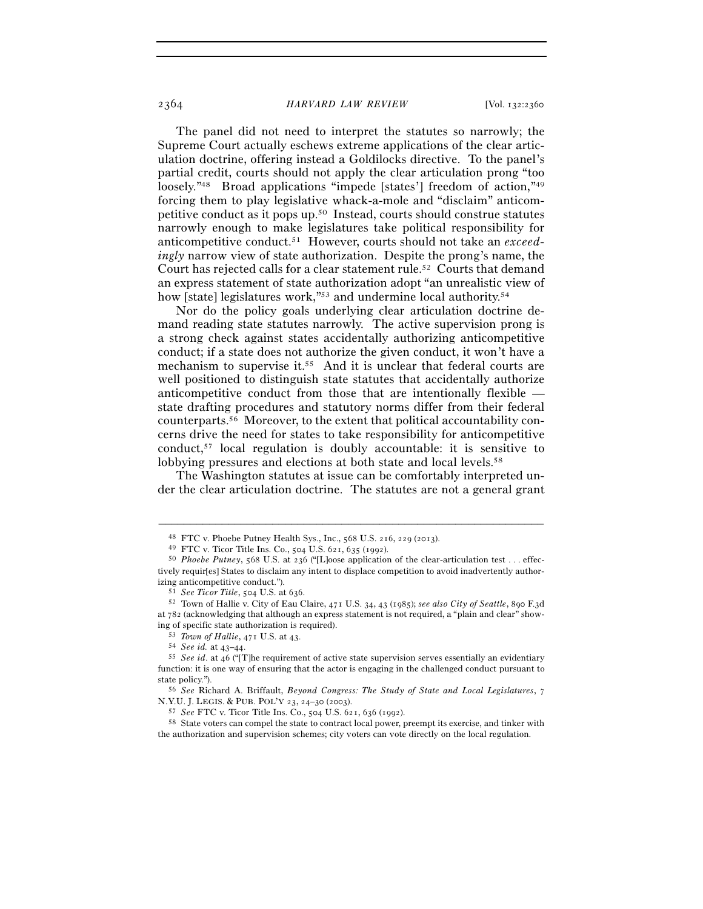The panel did not need to interpret the statutes so narrowly; the Supreme Court actually eschews extreme applications of the clear articulation doctrine, offering instead a Goldilocks directive. To the panel's partial credit, courts should not apply the clear articulation prong "too loosely."[48] Broad applications "impede [states'] freedom of action,"[49] forcing them to play legislative whack-a-mole and "disclaim" anticompetitive conduct as it pops up.[50] Instead, courts should construe statutes narrowly enough to make legislatures take political responsibility for anticompetitive conduct.[51] However, courts should not take an *exceedingly* narrow view of state authorization. Despite the prong's name, the Court has rejected calls for a clear statement rule.[52] Courts that demand an express statement of state authorization adopt "an unrealistic view of how [state] legislatures work,"[53] and undermine local authority.[54]

Nor do the policy goals underlying clear articulation doctrine demand reading state statutes narrowly. The active supervision prong is a strong check against states accidentally authorizing anticompetitive conduct; if a state does not authorize the given conduct, it won't have a mechanism to supervise it.[55] And it is unclear that federal courts are well positioned to distinguish state statutes that accidentally authorize anticompetitive conduct from those that are intentionally flexible — state drafting procedures and statutory norms differ from their federal counterparts.[56] Moreover, to the extent that political accountability concerns drive the need for states to take responsibility for anticompetitive conduct,[57] local regulation is doubly accountable: it is sensitive to lobbying pressures and elections at both state and local levels.[58]

The Washington statutes at issue can be comfortably interpreted under the clear articulation doctrine. The statutes are not a general grant

---

[48] FTC v. Phoebe Putney Health Sys., Inc., 568 U.S. 216, 229 (2013).

[49] FTC v. Ticor Title Ins. Co., 504 U.S. 621, 635 (1992).

[50] *Phoebe Putney*, 568 U.S. at 236 ("[L]oose application of the clear-articulation test . . . effectively requir[es] States to disclaim any intent to displace competition to avoid inadvertently authorizing anticompetitive conduct.").

[51] *See Ticor Title*, 504 U.S. at 636.

[52] Town of Hallie v. City of Eau Claire, 471 U.S. 34, 43 (1985); *see also City of Seattle*, 890 F.3d at 782 (acknowledging that although an express statement is not required, a "plain and clear" showing of specific state authorization is required).

[53] *Town of Hallie*, 471 U.S. at 43.

[54] *See id.* at 43–44.

[55] *See id.* at 46 ("[T]he requirement of active state supervision serves essentially an evidentiary function: it is one way of ensuring that the actor is engaging in the challenged conduct pursuant to state policy.").

[56] *See* Richard A. Briffault, *Beyond Congress: The Study of State and Local Legislatures*, 7 N.Y.U. J. LEGIS. & PUB. POL'Y 23, 24–30 (2003).

[57] *See* FTC v. Ticor Title Ins. Co., 504 U.S. 621, 636 (1992).

[58] State voters can compel the state to contract local power, preempt its exercise, and tinker with the authorization and supervision schemes; city voters can vote directly on the local regulation.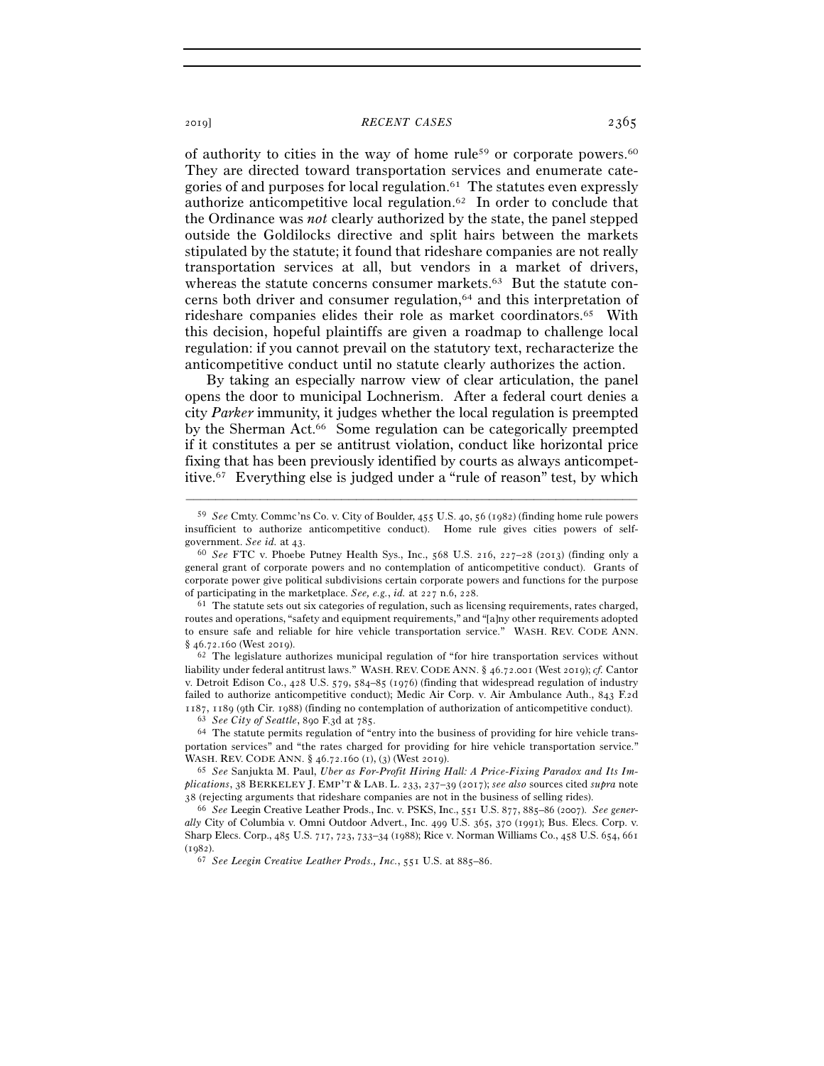of authority to cities in the way of home rule[59] or corporate powers.[60] They are directed toward transportation services and enumerate categories of and purposes for local regulation.[61] The statutes even expressly authorize anticompetitive local regulation.[62] In order to conclude that the Ordinance was *not* clearly authorized by the state, the panel stepped outside the Goldilocks directive and split hairs between the markets stipulated by the statute; it found that rideshare companies are not really transportation services at all, but vendors in a market of drivers, whereas the statute concerns consumer markets.[63] But the statute concerns both driver and consumer regulation,[64] and this interpretation of rideshare companies elides their role as market coordinators.[65] With this decision, hopeful plaintiffs are given a roadmap to challenge local regulation: if you cannot prevail on the statutory text, recharacterize the anticompetitive conduct until no statute clearly authorizes the action.

By taking an especially narrow view of clear articulation, the panel opens the door to municipal Lochnerism. After a federal court denies a city *Parker* immunity, it judges whether the local regulation is preempted by the Sherman Act.[66] Some regulation can be categorically preempted if it constitutes a per se antitrust violation, conduct like horizontal price fixing that has been previously identified by courts as always anticompetitive.[67] Everything else is judged under a "rule of reason" test, by which

---

[59] *See* Cmty. Commc'ns Co. v. City of Boulder, 455 U.S. 40, 56 (1982) (finding home rule powers insufficient to authorize anticompetitive conduct). Home rule gives cities powers of self-government. *See id.* at 43.

[60] *See* FTC v. Phoebe Putney Health Sys., Inc., 568 U.S. 216, 227–28 (2013) (finding only a general grant of corporate powers and no contemplation of anticompetitive conduct). Grants of corporate power give political subdivisions certain corporate powers and functions for the purpose of participating in the marketplace. *See, e.g.*, *id.* at 227 n.6, 228.

[61] The statute sets out six categories of regulation, such as licensing requirements, rates charged, routes and operations, "safety and equipment requirements," and "[a]ny other requirements adopted to ensure safe and reliable for hire vehicle transportation service." WASH. REV. CODE ANN. § 46.72.160 (West 2019).

[62] The legislature authorizes municipal regulation of "for hire transportation services without liability under federal antitrust laws." WASH. REV. CODE ANN. § 46.72.001 (West 2019); *cf.* Cantor v. Detroit Edison Co., 428 U.S. 579, 584–85 (1976) (finding that widespread regulation of industry failed to authorize anticompetitive conduct); Medic Air Corp. v. Air Ambulance Auth., 843 F.2d 1187, 1189 (9th Cir. 1988) (finding no contemplation of authorization of anticompetitive conduct).

[63] *See City of Seattle*, 890 F.3d at 785.

[64] The statute permits regulation of "entry into the business of providing for hire vehicle transportation services" and "the rates charged for providing for hire vehicle transportation service." WASH. REV. CODE ANN. § 46.72.160 (1), (3) (West 2019).

[65] *See* Sanjukta M. Paul, *Uber as For-Profit Hiring Hall: A Price-Fixing Paradox and Its Implications*, 38 BERKELEY J. EMP'T & LAB. L. 233, 237–39 (2017); *see also* sources cited *supra* note 38 (rejecting arguments that rideshare companies are not in the business of selling rides).

[66] *See* Leegin Creative Leather Prods., Inc. v. PSKS, Inc., 551 U.S. 877, 885–86 (2007). *See generally* City of Columbia v. Omni Outdoor Advert., Inc. 499 U.S. 365, 370 (1991); Bus. Elecs. Corp. v. Sharp Elecs. Corp., 485 U.S. 717, 723, 733–34 (1988); Rice v. Norman Williams Co., 458 U.S. 654, 661 (1982).

[67] *See Leegin Creative Leather Prods., Inc.*, 551 U.S. at 885–86.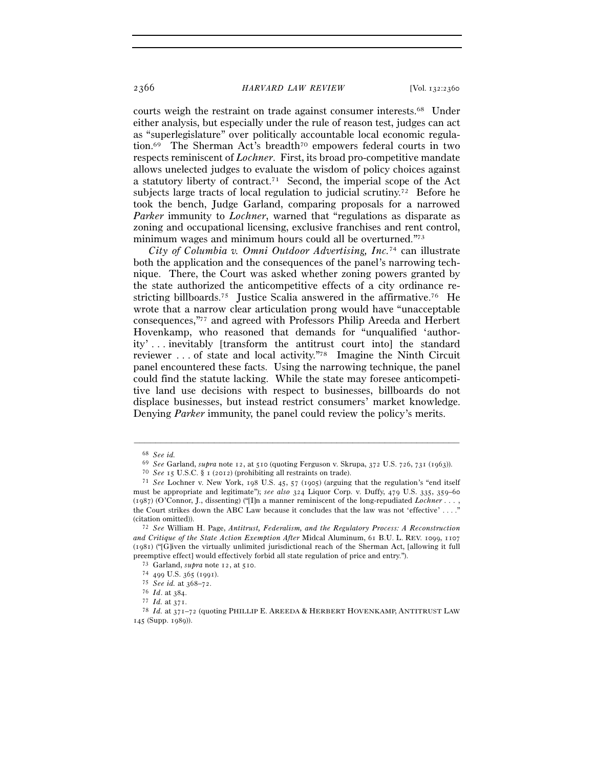courts weigh the restraint on trade against consumer interests.[68] Under either analysis, but especially under the rule of reason test, judges can act as "superlegislature" over politically accountable local economic regulation.[69] The Sherman Act's breadth[70] empowers federal courts in two respects reminiscent of *Lochner*. First, its broad pro-competitive mandate allows unelected judges to evaluate the wisdom of policy choices against a statutory liberty of contract.[71] Second, the imperial scope of the Act subjects large tracts of local regulation to judicial scrutiny.[72] Before he took the bench, Judge Garland, comparing proposals for a narrowed *Parker* immunity to *Lochner*, warned that "regulations as disparate as zoning and occupational licensing, exclusive franchises and rent control, minimum wages and minimum hours could all be overturned."[73]

*City of Columbia v. Omni Outdoor Advertising, Inc.*[74] can illustrate both the application and the consequences of the panel's narrowing technique. There, the Court was asked whether zoning powers granted by the state authorized the anticompetitive effects of a city ordinance restricting billboards.[75] Justice Scalia answered in the affirmative.[76] He wrote that a narrow clear articulation prong would have "unacceptable consequences,"[77] and agreed with Professors Philip Areeda and Herbert Hovenkamp, who reasoned that demands for "unqualified 'authority' . . . inevitably [transform the antitrust court into] the standard reviewer . . . of state and local activity."[78] Imagine the Ninth Circuit panel encountered these facts. Using the narrowing technique, the panel could find the statute lacking. While the state may foresee anticompetitive land use decisions with respect to businesses, billboards do not displace businesses, but instead restrict consumers' market knowledge. Denying *Parker* immunity, the panel could review the policy's merits.

---

[68] *See id.*

[69] *See* Garland, *supra* note 12, at 510 (quoting Ferguson v. Skrupa, 372 U.S. 726, 731 (1963)).

[70] *See* 15 U.S.C. § 1 (2012) (prohibiting all restraints on trade).

[71] *See* Lochner v. New York, 198 U.S. 45, 57 (1905) (arguing that the regulation's "end itself must be appropriate and legitimate"); *see also* 324 Liquor Corp. v. Duffy, 479 U.S. 335, 359–60 (1987) (O'Connor, J., dissenting) ("[I]n a manner reminiscent of the long-repudiated *Lochner* . . . , the Court strikes down the ABC Law because it concludes that the law was not 'effective' . . . ." (citation omitted)).

[72] *See* William H. Page, *Antitrust, Federalism, and the Regulatory Process: A Reconstruction and Critique of the State Action Exemption After* Midcal Aluminum, 61 B.U. L. REV. 1099, 1107 (1981) ("[G]iven the virtually unlimited jurisdictional reach of the Sherman Act, [allowing it full preemptive effect] would effectively forbid all state regulation of price and entry.").

[73] Garland, *supra* note 12, at 510.

[74] 499 U.S. 365 (1991).

[75] *See id.* at 368–72.

[76] *Id.* at 384.

[77] *Id.* at 371.

[78] *Id.* at 371–72 (quoting PHILLIP E. AREEDA & HERBERT HOVENKAMP, ANTITRUST LAW 145 (Supp. 1989)).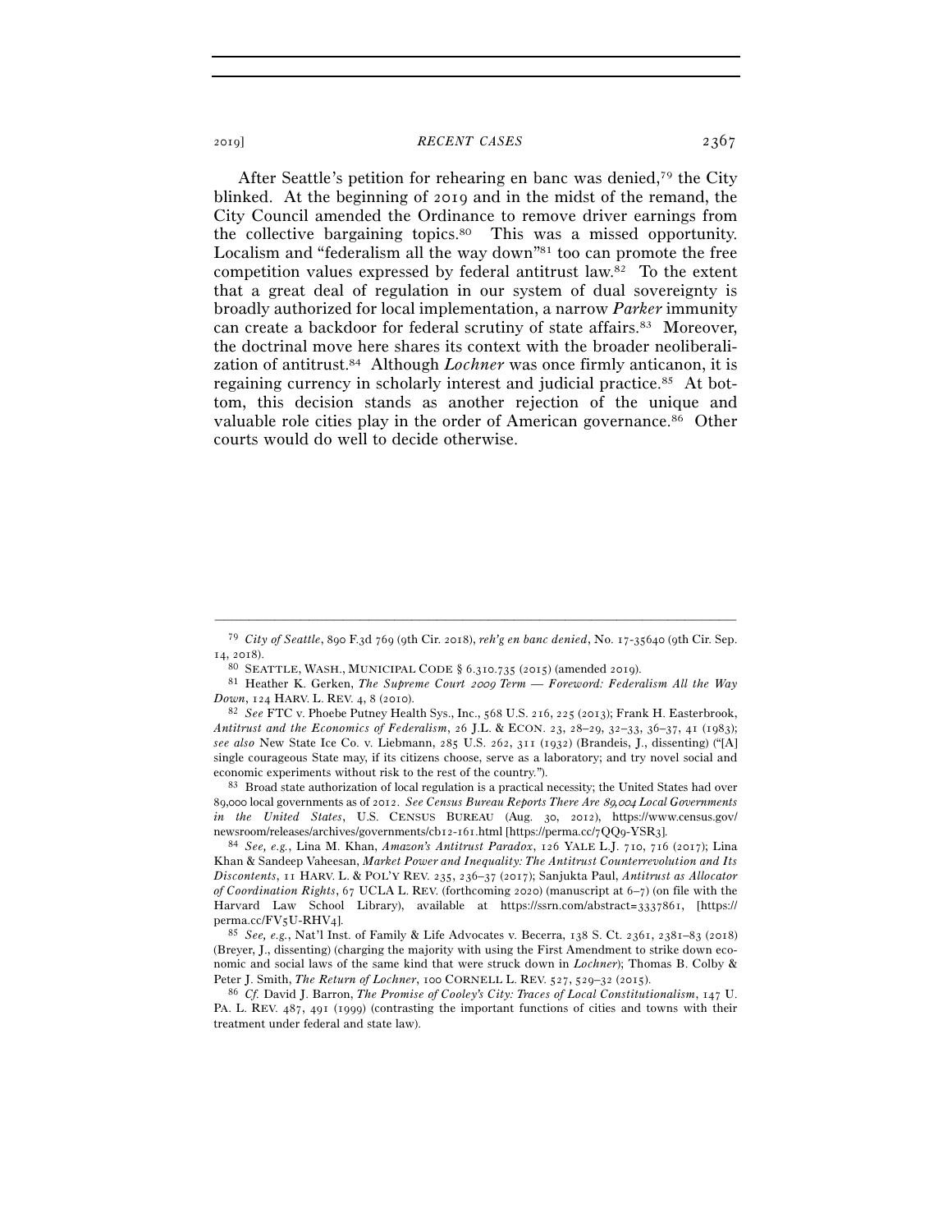After Seattle's petition for rehearing en banc was denied,[79] the City blinked. At the beginning of 2019 and in the midst of the remand, the City Council amended the Ordinance to remove driver earnings from the collective bargaining topics.[80] This was a missed opportunity. Localism and "federalism all the way down"[81] too can promote the free competition values expressed by federal antitrust law.[82] To the extent that a great deal of regulation in our system of dual sovereignty is broadly authorized for local implementation, a narrow *Parker* immunity can create a backdoor for federal scrutiny of state affairs.[83] Moreover, the doctrinal move here shares its context with the broader neoliberalization of antitrust.[84] Although *Lochner* was once firmly anticanon, it is regaining currency in scholarly interest and judicial practice.[85] At bottom, this decision stands as another rejection of the unique and valuable role cities play in the order of American governance.[86] Other courts would do well to decide otherwise.

---

[79] *City of Seattle*, 890 F.3d 769 (9th Cir. 2018), *reh'g en banc denied*, No. 17-35640 (9th Cir. Sep. 14, 2018).

[80] SEATTLE, WASH., MUNICIPAL CODE § 6.310.735 (2015) (amended 2019).

[81] Heather K. Gerken, *The Supreme Court 2009 Term — Foreword: Federalism All the Way Down*, 124 HARV. L. REV. 4, 8 (2010).

[82] *See* FTC v. Phoebe Putney Health Sys., Inc., 568 U.S. 216, 225 (2013); Frank H. Easterbrook, *Antitrust and the Economics of Federalism*, 26 J.L. & ECON. 23, 28–29, 32–33, 36–37, 41 (1983); *see also* New State Ice Co. v. Liebmann, 285 U.S. 262, 311 (1932) (Brandeis, J., dissenting) ("[A] single courageous State may, if its citizens choose, serve as a laboratory; and try novel social and economic experiments without risk to the rest of the country.").

[83] Broad state authorization of local regulation is a practical necessity; the United States had over 89,000 local governments as of 2012. *See Census Bureau Reports There Are 89,004 Local Governments in the United States*, U.S. CENSUS BUREAU (Aug. 30, 2012), https://www.census.gov/newsroom/releases/archives/governments/cb12-161.html [https://perma.cc/7QQ9-YSR3].

[84] *See, e.g.*, Lina M. Khan, *Amazon's Antitrust Paradox*, 126 YALE L.J. 710, 716 (2017); Lina Khan & Sandeep Vaheesan, *Market Power and Inequality: The Antitrust Counterrevolution and Its Discontents*, 11 HARV. L. & POL'Y REV. 235, 236–37 (2017); Sanjukta Paul, *Antitrust as Allocator of Coordination Rights*, 67 UCLA L. REV. (forthcoming 2020) (manuscript at 6–7) (on file with the Harvard Law School Library), available at https://ssrn.com/abstract=3337861, [https://perma.cc/FV5U-RHV4].

[85] *See, e.g.*, Nat'l Inst. of Family & Life Advocates v. Becerra, 138 S. Ct. 2361, 2381–83 (2018) (Breyer, J., dissenting) (charging the majority with using the First Amendment to strike down economic and social laws of the same kind that were struck down in *Lochner*); Thomas B. Colby & Peter J. Smith, *The Return of Lochner*, 100 CORNELL L. REV. 527, 529–32 (2015).

[86] *Cf.* David J. Barron, *The Promise of Cooley's City: Traces of Local Constitutionalism*, 147 U. PA. L. REV. 487, 491 (1999) (contrasting the important functions of cities and towns with their treatment under federal and state law).